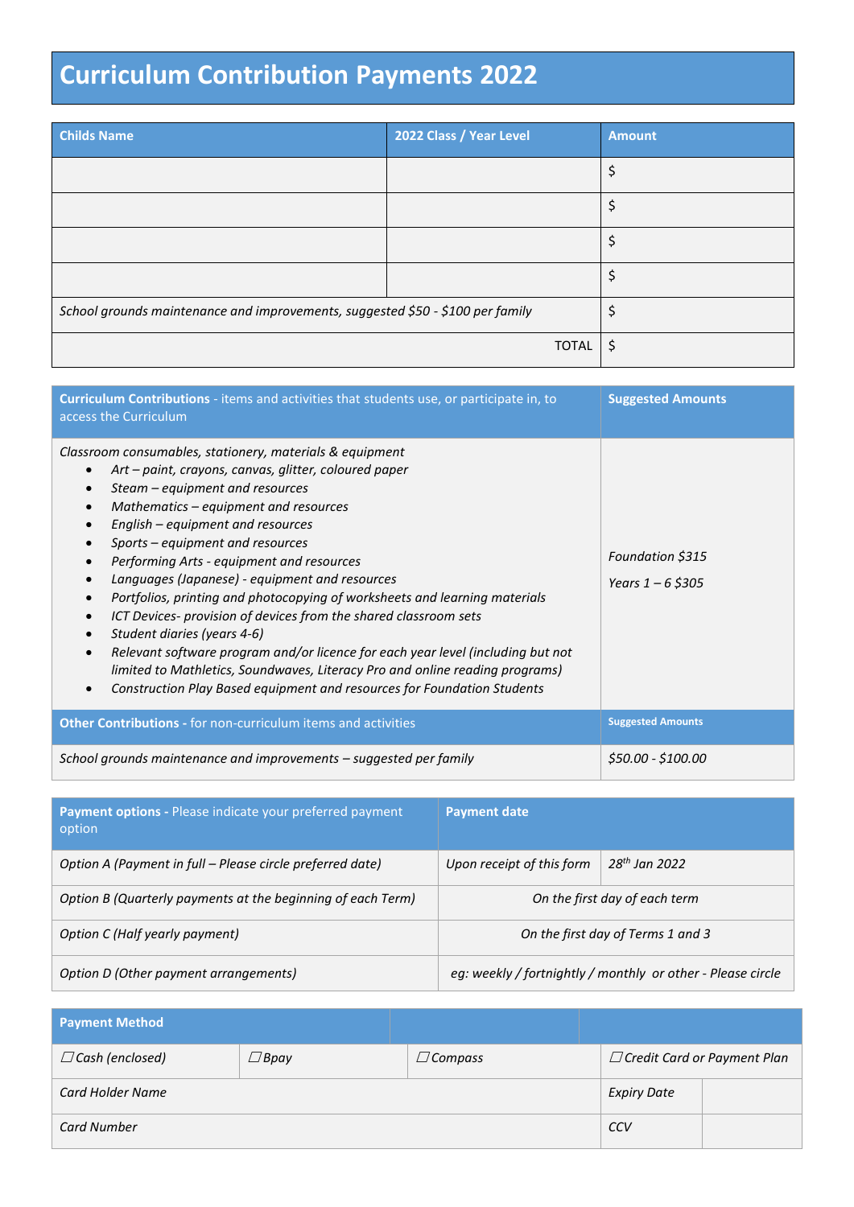# Curriculum Contribution Payments 2022

| Childs Name | 2022 Class / Year Level | Amount |
|---|---|---|
| | | $ |
| | | $ |
| | | $ |
| | | $ |
| *School grounds maintenance and improvements, suggested $50 - $100 per family* | | $ |
| | TOTAL | $ |

| **Curriculum Contributions** - items and activities that students use, or participate in, to access the Curriculum | **Suggested Amounts** |
|---|---|
| *Classroom consumables, stationery, materials & equipment*<br>• *Art – paint, crayons, canvas, glitter, coloured paper*<br>• *Steam – equipment and resources*<br>• *Mathematics – equipment and resources*<br>• *English – equipment and resources*<br>• *Sports – equipment and resources*<br>• *Performing Arts - equipment and resources*<br>• *Languages (Japanese) - equipment and resources*<br>• *Portfolios, printing and photocopying of worksheets and learning materials*<br>• *ICT Devices- provision of devices from the shared classroom sets*<br>• *Student diaries (years 4-6)*<br>• *Relevant software program and/or licence for each year level (including but not limited to Mathletics, Soundwaves, Literacy Pro and online reading programs)*<br>• *Construction Play Based equipment and resources for Foundation Students* | *Foundation $315*<br>*Years 1 – 6 $305* |
| **Other Contributions -** for non-curriculum items and activities | **Suggested Amounts** |
| *School grounds maintenance and improvements – suggested per family* | *$50.00 - $100.00* |

| **Payment options -** Please indicate your preferred payment option | **Payment date** | |
|---|---|---|
| *Option A (Payment in full – Please circle preferred date)* | *Upon receipt of this form* | *28th Jan 2022* |
| *Option B (Quarterly payments at the beginning of each Term)* | *On the first day of each term* | |
| *Option C (Half yearly payment)* | *On the first day of Terms 1 and 3* | |
| *Option D (Other payment arrangements)* | *eg: weekly / fortnightly / monthly or other - Please circle* | |

| **Payment Method** | | | | |
|---|---|---|---|---|
| ☐ *Cash (enclosed)* | ☐ *Bpay* | ☐ *Compass* | ☐ *Credit Card or Payment Plan* | |
| *Card Holder Name* | | | *Expiry Date* | |
| *Card Number* | | | *CCV* | |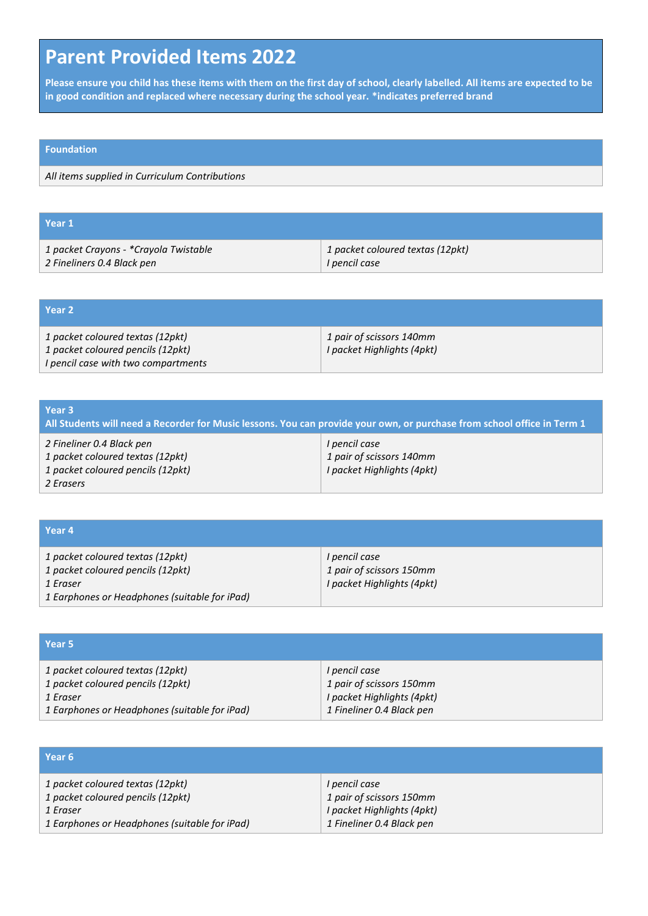# Parent Provided Items 2022

**Please ensure you child has these items with them on the first day of school, clearly labelled. All items are expected to be in good condition and replaced where necessary during the school year. *indicates preferred brand**

| Foundation |
|---|
| *All items supplied in Curriculum Contributions* |

| Year 1 | |
|---|---|
| *1 packet Crayons - *Crayola Twistable*<br>*2 Fineliners 0.4 Black pen* | *1 packet coloured textas (12pkt)*<br>*I pencil case* |

| Year 2 | |
|---|---|
| *1 packet coloured textas (12pkt)*<br>*1 packet coloured pencils (12pkt)*<br>*I pencil case with two compartments* | *1 pair of scissors 140mm*<br>*I packet Highlights (4pkt)* |

| Year 3<br>All Students will need a Recorder for Music lessons. You can provide your own, or purchase from school office in Term 1 | |
|---|---|
| *2 Fineliner 0.4 Black pen*<br>*1 packet coloured textas (12pkt)*<br>*1 packet coloured pencils (12pkt)*<br>*2 Erasers* | *I pencil case*<br>*1 pair of scissors 140mm*<br>*I packet Highlights (4pkt)* |

| Year 4 | |
|---|---|
| *1 packet coloured textas (12pkt)*<br>*1 packet coloured pencils (12pkt)*<br>*1 Eraser*<br>*1 Earphones or Headphones (suitable for iPad)* | *I pencil case*<br>*1 pair of scissors 150mm*<br>*I packet Highlights (4pkt)* |

| Year 5 | |
|---|---|
| *1 packet coloured textas (12pkt)*<br>*1 packet coloured pencils (12pkt)*<br>*1 Eraser*<br>*1 Earphones or Headphones (suitable for iPad)* | *I pencil case*<br>*1 pair of scissors 150mm*<br>*I packet Highlights (4pkt)*<br>*1 Fineliner 0.4 Black pen* |

| Year 6 | |
|---|---|
| *1 packet coloured textas (12pkt)*<br>*1 packet coloured pencils (12pkt)*<br>*1 Eraser*<br>*1 Earphones or Headphones (suitable for iPad)* | *I pencil case*<br>*1 pair of scissors 150mm*<br>*I packet Highlights (4pkt)*<br>*1 Fineliner 0.4 Black pen* |